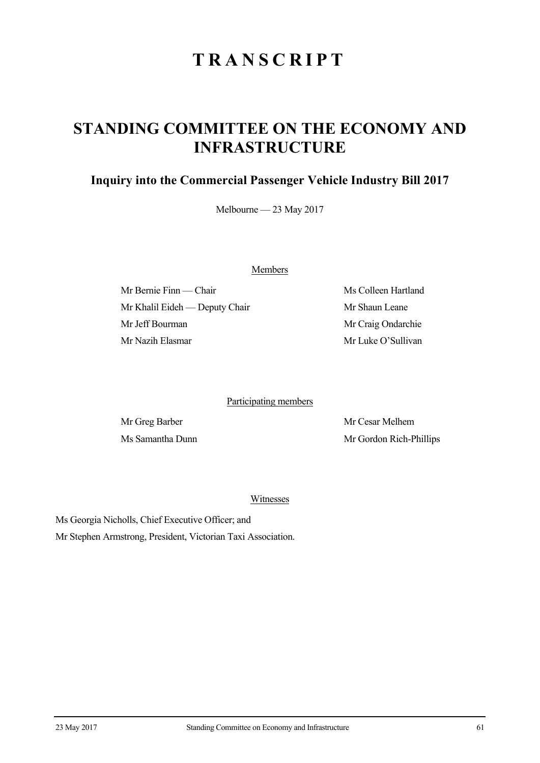# TRANSCRIPT

# STANDING COMMITTEE ON THE ECONOMY AND INFRASTRUCTURE

## Inquiry into the Commercial Passenger Vehicle Industry Bill 2017

Melbourne — 23 May 2017

Members

Mr Bernie Finn — Chair

Mr Khalil Eideh — Deputy Chair

Mr Jeff Bourman

Mr Nazih Elasmar

Ms Colleen Hartland

Mr Shaun Leane

Mr Craig Ondarchie

Mr Luke O'Sullivan

Participating members

Mr Greg Barber

Ms Samantha Dunn

Mr Cesar Melhem

Mr Gordon Rich-Phillips

Witnesses

Ms Georgia Nicholls, Chief Executive Officer; and

Mr Stephen Armstrong, President, Victorian Taxi Association.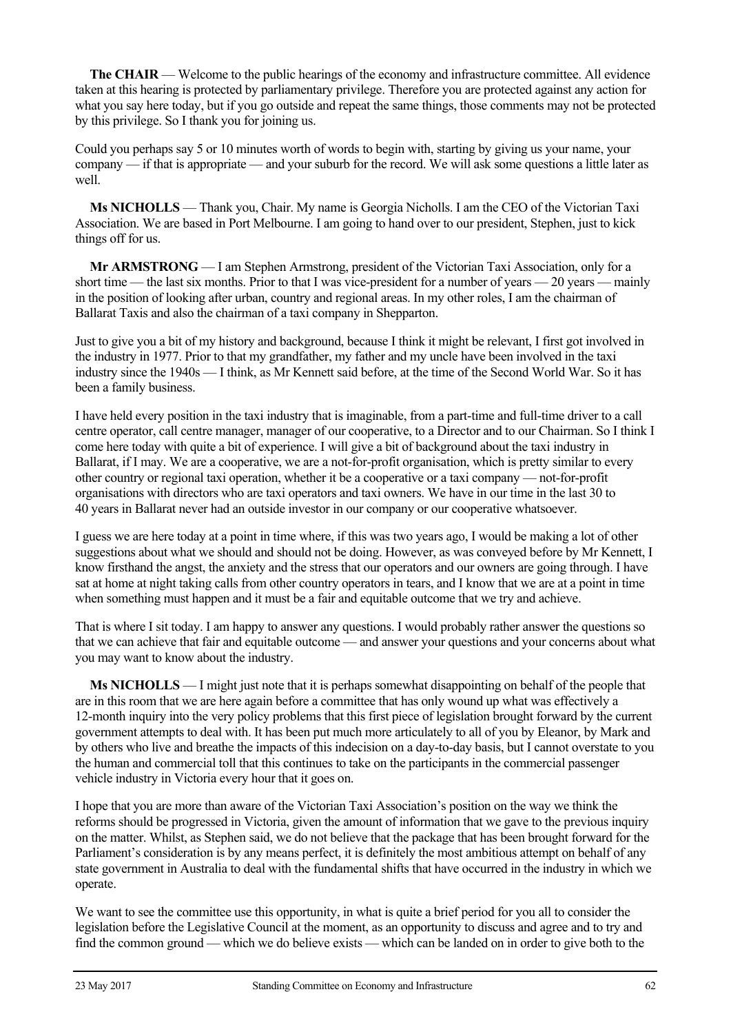**The CHAIR** — Welcome to the public hearings of the economy and infrastructure committee. All evidence taken at this hearing is protected by parliamentary privilege. Therefore you are protected against any action for what you say here today, but if you go outside and repeat the same things, those comments may not be protected by this privilege. So I thank you for joining us.

Could you perhaps say 5 or 10 minutes worth of words to begin with, starting by giving us your name, your company — if that is appropriate — and your suburb for the record. We will ask some questions a little later as well.

**Ms NICHOLLS** — Thank you, Chair. My name is Georgia Nicholls. I am the CEO of the Victorian Taxi Association. We are based in Port Melbourne. I am going to hand over to our president, Stephen, just to kick things off for us.

**Mr ARMSTRONG** — I am Stephen Armstrong, president of the Victorian Taxi Association, only for a short time — the last six months. Prior to that I was vice-president for a number of years — 20 years — mainly in the position of looking after urban, country and regional areas. In my other roles, I am the chairman of Ballarat Taxis and also the chairman of a taxi company in Shepparton.

Just to give you a bit of my history and background, because I think it might be relevant, I first got involved in the industry in 1977. Prior to that my grandfather, my father and my uncle have been involved in the taxi industry since the 1940s — I think, as Mr Kennett said before, at the time of the Second World War. So it has been a family business.

I have held every position in the taxi industry that is imaginable, from a part-time and full-time driver to a call centre operator, call centre manager, manager of our cooperative, to a Director and to our Chairman. So I think I come here today with quite a bit of experience. I will give a bit of background about the taxi industry in Ballarat, if I may. We are a cooperative, we are a not-for-profit organisation, which is pretty similar to every other country or regional taxi operation, whether it be a cooperative or a taxi company — not-for-profit organisations with directors who are taxi operators and taxi owners. We have in our time in the last 30 to 40 years in Ballarat never had an outside investor in our company or our cooperative whatsoever.

I guess we are here today at a point in time where, if this was two years ago, I would be making a lot of other suggestions about what we should and should not be doing. However, as was conveyed before by Mr Kennett, I know firsthand the angst, the anxiety and the stress that our operators and our owners are going through. I have sat at home at night taking calls from other country operators in tears, and I know that we are at a point in time when something must happen and it must be a fair and equitable outcome that we try and achieve.

That is where I sit today. I am happy to answer any questions. I would probably rather answer the questions so that we can achieve that fair and equitable outcome — and answer your questions and your concerns about what you may want to know about the industry.

**Ms NICHOLLS** — I might just note that it is perhaps somewhat disappointing on behalf of the people that are in this room that we are here again before a committee that has only wound up what was effectively a 12-month inquiry into the very policy problems that this first piece of legislation brought forward by the current government attempts to deal with. It has been put much more articulately to all of you by Eleanor, by Mark and by others who live and breathe the impacts of this indecision on a day-to-day basis, but I cannot overstate to you the human and commercial toll that this continues to take on the participants in the commercial passenger vehicle industry in Victoria every hour that it goes on.

I hope that you are more than aware of the Victorian Taxi Association's position on the way we think the reforms should be progressed in Victoria, given the amount of information that we gave to the previous inquiry on the matter. Whilst, as Stephen said, we do not believe that the package that has been brought forward for the Parliament's consideration is by any means perfect, it is definitely the most ambitious attempt on behalf of any state government in Australia to deal with the fundamental shifts that have occurred in the industry in which we operate.

We want to see the committee use this opportunity, in what is quite a brief period for you all to consider the legislation before the Legislative Council at the moment, as an opportunity to discuss and agree and to try and find the common ground — which we do believe exists — which can be landed on in order to give both to the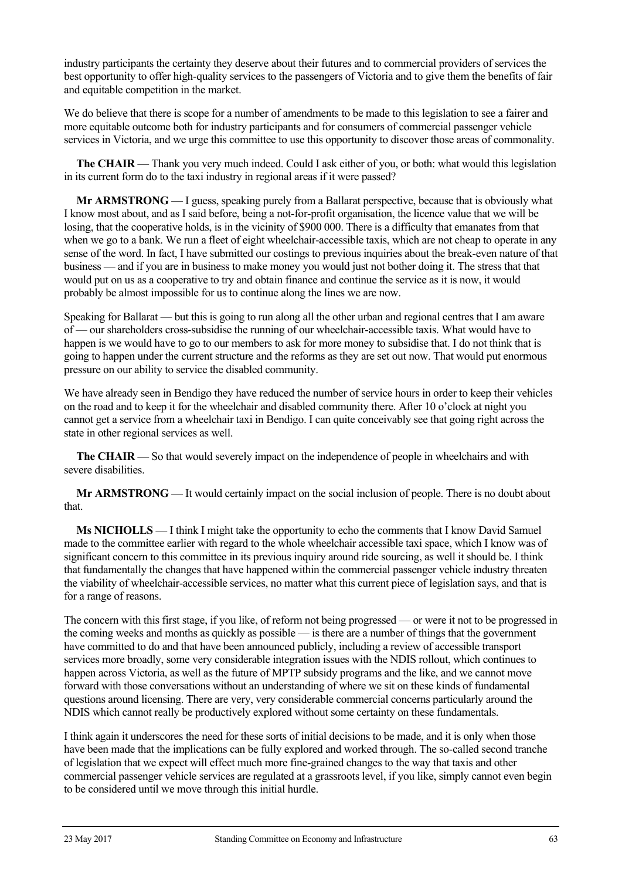industry participants the certainty they deserve about their futures and to commercial providers of services the best opportunity to offer high-quality services to the passengers of Victoria and to give them the benefits of fair and equitable competition in the market.

We do believe that there is scope for a number of amendments to be made to this legislation to see a fairer and more equitable outcome both for industry participants and for consumers of commercial passenger vehicle services in Victoria, and we urge this committee to use this opportunity to discover those areas of commonality.

**The CHAIR** — Thank you very much indeed. Could I ask either of you, or both: what would this legislation in its current form do to the taxi industry in regional areas if it were passed?

**Mr ARMSTRONG** — I guess, speaking purely from a Ballarat perspective, because that is obviously what I know most about, and as I said before, being a not-for-profit organisation, the licence value that we will be losing, that the cooperative holds, is in the vicinity of $900 000. There is a difficulty that emanates from that when we go to a bank. We run a fleet of eight wheelchair-accessible taxis, which are not cheap to operate in any sense of the word. In fact, I have submitted our costings to previous inquiries about the break-even nature of that business — and if you are in business to make money you would just not bother doing it. The stress that that would put on us as a cooperative to try and obtain finance and continue the service as it is now, it would probably be almost impossible for us to continue along the lines we are now.

Speaking for Ballarat — but this is going to run along all the other urban and regional centres that I am aware of — our shareholders cross-subsidise the running of our wheelchair-accessible taxis. What would have to happen is we would have to go to our members to ask for more money to subsidise that. I do not think that is going to happen under the current structure and the reforms as they are set out now. That would put enormous pressure on our ability to service the disabled community.

We have already seen in Bendigo they have reduced the number of service hours in order to keep their vehicles on the road and to keep it for the wheelchair and disabled community there. After 10 o'clock at night you cannot get a service from a wheelchair taxi in Bendigo. I can quite conceivably see that going right across the state in other regional services as well.

**The CHAIR** — So that would severely impact on the independence of people in wheelchairs and with severe disabilities.

**Mr ARMSTRONG** — It would certainly impact on the social inclusion of people. There is no doubt about that.

**Ms NICHOLLS** — I think I might take the opportunity to echo the comments that I know David Samuel made to the committee earlier with regard to the whole wheelchair accessible taxi space, which I know was of significant concern to this committee in its previous inquiry around ride sourcing, as well it should be. I think that fundamentally the changes that have happened within the commercial passenger vehicle industry threaten the viability of wheelchair-accessible services, no matter what this current piece of legislation says, and that is for a range of reasons.

The concern with this first stage, if you like, of reform not being progressed — or were it not to be progressed in the coming weeks and months as quickly as possible — is there are a number of things that the government have committed to do and that have been announced publicly, including a review of accessible transport services more broadly, some very considerable integration issues with the NDIS rollout, which continues to happen across Victoria, as well as the future of MPTP subsidy programs and the like, and we cannot move forward with those conversations without an understanding of where we sit on these kinds of fundamental questions around licensing. There are very, very considerable commercial concerns particularly around the NDIS which cannot really be productively explored without some certainty on these fundamentals.

I think again it underscores the need for these sorts of initial decisions to be made, and it is only when those have been made that the implications can be fully explored and worked through. The so-called second tranche of legislation that we expect will effect much more fine-grained changes to the way that taxis and other commercial passenger vehicle services are regulated at a grassroots level, if you like, simply cannot even begin to be considered until we move through this initial hurdle.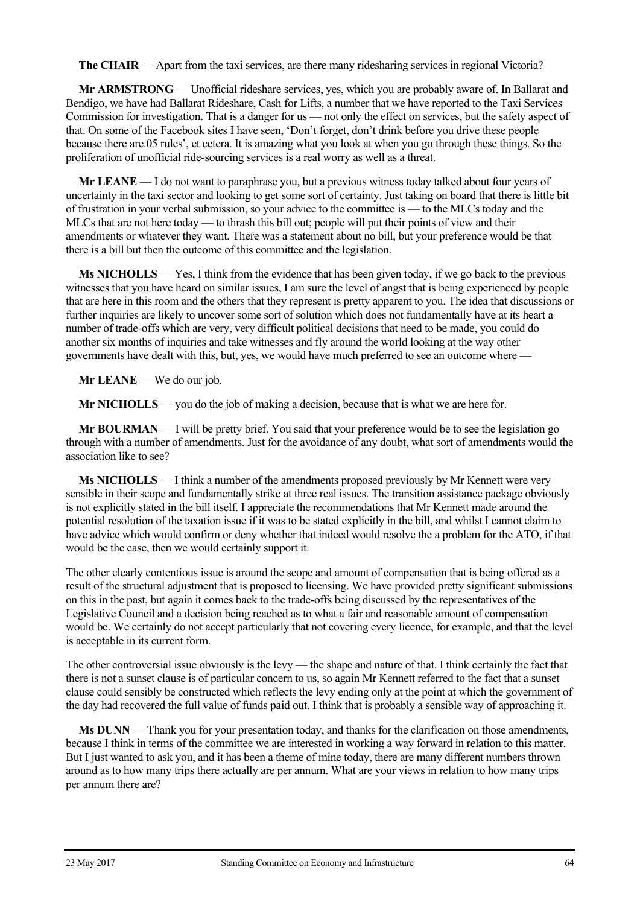**The CHAIR** — Apart from the taxi services, are there many ridesharing services in regional Victoria?

**Mr ARMSTRONG** — Unofficial rideshare services, yes, which you are probably aware of. In Ballarat and Bendigo, we have had Ballarat Rideshare, Cash for Lifts, a number that we have reported to the Taxi Services Commission for investigation. That is a danger for us — not only the effect on services, but the safety aspect of that. On some of the Facebook sites I have seen, 'Don't forget, don't drink before you drive these people because there are.05 rules', et cetera. It is amazing what you look at when you go through these things. So the proliferation of unofficial ride-sourcing services is a real worry as well as a threat.

**Mr LEANE** — I do not want to paraphrase you, but a previous witness today talked about four years of uncertainty in the taxi sector and looking to get some sort of certainty. Just taking on board that there is little bit of frustration in your verbal submission, so your advice to the committee is — to the MLCs today and the MLCs that are not here today — to thrash this bill out; people will put their points of view and their amendments or whatever they want. There was a statement about no bill, but your preference would be that there is a bill but then the outcome of this committee and the legislation.

**Ms NICHOLLS** — Yes, I think from the evidence that has been given today, if we go back to the previous witnesses that you have heard on similar issues, I am sure the level of angst that is being experienced by people that are here in this room and the others that they represent is pretty apparent to you. The idea that discussions or further inquiries are likely to uncover some sort of solution which does not fundamentally have at its heart a number of trade-offs which are very, very difficult political decisions that need to be made, you could do another six months of inquiries and take witnesses and fly around the world looking at the way other governments have dealt with this, but, yes, we would have much preferred to see an outcome where —

**Mr LEANE** — We do our job.

**Mr NICHOLLS** — you do the job of making a decision, because that is what we are here for.

**Mr BOURMAN** — I will be pretty brief. You said that your preference would be to see the legislation go through with a number of amendments. Just for the avoidance of any doubt, what sort of amendments would the association like to see?

**Ms NICHOLLS** — I think a number of the amendments proposed previously by Mr Kennett were very sensible in their scope and fundamentally strike at three real issues. The transition assistance package obviously is not explicitly stated in the bill itself. I appreciate the recommendations that Mr Kennett made around the potential resolution of the taxation issue if it was to be stated explicitly in the bill, and whilst I cannot claim to have advice which would confirm or deny whether that indeed would resolve the a problem for the ATO, if that would be the case, then we would certainly support it.

The other clearly contentious issue is around the scope and amount of compensation that is being offered as a result of the structural adjustment that is proposed to licensing. We have provided pretty significant submissions on this in the past, but again it comes back to the trade-offs being discussed by the representatives of the Legislative Council and a decision being reached as to what a fair and reasonable amount of compensation would be. We certainly do not accept particularly that not covering every licence, for example, and that the level is acceptable in its current form.

The other controversial issue obviously is the levy — the shape and nature of that. I think certainly the fact that there is not a sunset clause is of particular concern to us, so again Mr Kennett referred to the fact that a sunset clause could sensibly be constructed which reflects the levy ending only at the point at which the government of the day had recovered the full value of funds paid out. I think that is probably a sensible way of approaching it.

**Ms DUNN** — Thank you for your presentation today, and thanks for the clarification on those amendments, because I think in terms of the committee we are interested in working a way forward in relation to this matter. But I just wanted to ask you, and it has been a theme of mine today, there are many different numbers thrown around as to how many trips there actually are per annum. What are your views in relation to how many trips per annum there are?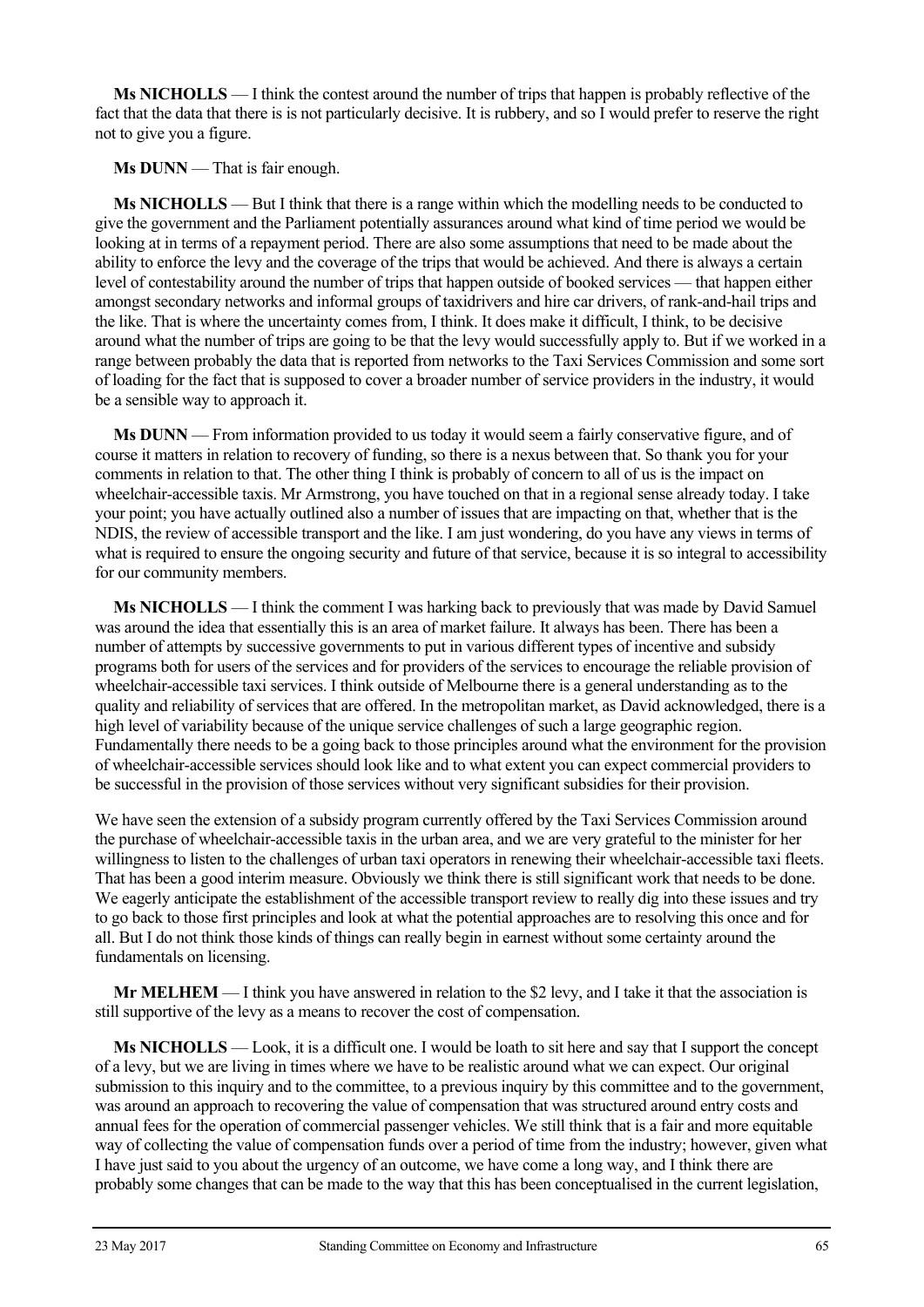**Ms NICHOLLS** — I think the contest around the number of trips that happen is probably reflective of the fact that the data that there is is not particularly decisive. It is rubbery, and so I would prefer to reserve the right not to give you a figure.

**Ms DUNN** — That is fair enough.

**Ms NICHOLLS** — But I think that there is a range within which the modelling needs to be conducted to give the government and the Parliament potentially assurances around what kind of time period we would be looking at in terms of a repayment period. There are also some assumptions that need to be made about the ability to enforce the levy and the coverage of the trips that would be achieved. And there is always a certain level of contestability around the number of trips that happen outside of booked services — that happen either amongst secondary networks and informal groups of taxidrivers and hire car drivers, of rank-and-hail trips and the like. That is where the uncertainty comes from, I think. It does make it difficult, I think, to be decisive around what the number of trips are going to be that the levy would successfully apply to. But if we worked in a range between probably the data that is reported from networks to the Taxi Services Commission and some sort of loading for the fact that is supposed to cover a broader number of service providers in the industry, it would be a sensible way to approach it.

**Ms DUNN** — From information provided to us today it would seem a fairly conservative figure, and of course it matters in relation to recovery of funding, so there is a nexus between that. So thank you for your comments in relation to that. The other thing I think is probably of concern to all of us is the impact on wheelchair-accessible taxis. Mr Armstrong, you have touched on that in a regional sense already today. I take your point; you have actually outlined also a number of issues that are impacting on that, whether that is the NDIS, the review of accessible transport and the like. I am just wondering, do you have any views in terms of what is required to ensure the ongoing security and future of that service, because it is so integral to accessibility for our community members.

**Ms NICHOLLS** — I think the comment I was harking back to previously that was made by David Samuel was around the idea that essentially this is an area of market failure. It always has been. There has been a number of attempts by successive governments to put in various different types of incentive and subsidy programs both for users of the services and for providers of the services to encourage the reliable provision of wheelchair-accessible taxi services. I think outside of Melbourne there is a general understanding as to the quality and reliability of services that are offered. In the metropolitan market, as David acknowledged, there is a high level of variability because of the unique service challenges of such a large geographic region. Fundamentally there needs to be a going back to those principles around what the environment for the provision of wheelchair-accessible services should look like and to what extent you can expect commercial providers to be successful in the provision of those services without very significant subsidies for their provision.

We have seen the extension of a subsidy program currently offered by the Taxi Services Commission around the purchase of wheelchair-accessible taxis in the urban area, and we are very grateful to the minister for her willingness to listen to the challenges of urban taxi operators in renewing their wheelchair-accessible taxi fleets. That has been a good interim measure. Obviously we think there is still significant work that needs to be done. We eagerly anticipate the establishment of the accessible transport review to really dig into these issues and try to go back to those first principles and look at what the potential approaches are to resolving this once and for all. But I do not think those kinds of things can really begin in earnest without some certainty around the fundamentals on licensing.

**Mr MELHEM** — I think you have answered in relation to the $2 levy, and I take it that the association is still supportive of the levy as a means to recover the cost of compensation.

**Ms NICHOLLS** — Look, it is a difficult one. I would be loath to sit here and say that I support the concept of a levy, but we are living in times where we have to be realistic around what we can expect. Our original submission to this inquiry and to the committee, to a previous inquiry by this committee and to the government, was around an approach to recovering the value of compensation that was structured around entry costs and annual fees for the operation of commercial passenger vehicles. We still think that is a fair and more equitable way of collecting the value of compensation funds over a period of time from the industry; however, given what I have just said to you about the urgency of an outcome, we have come a long way, and I think there are probably some changes that can be made to the way that this has been conceptualised in the current legislation,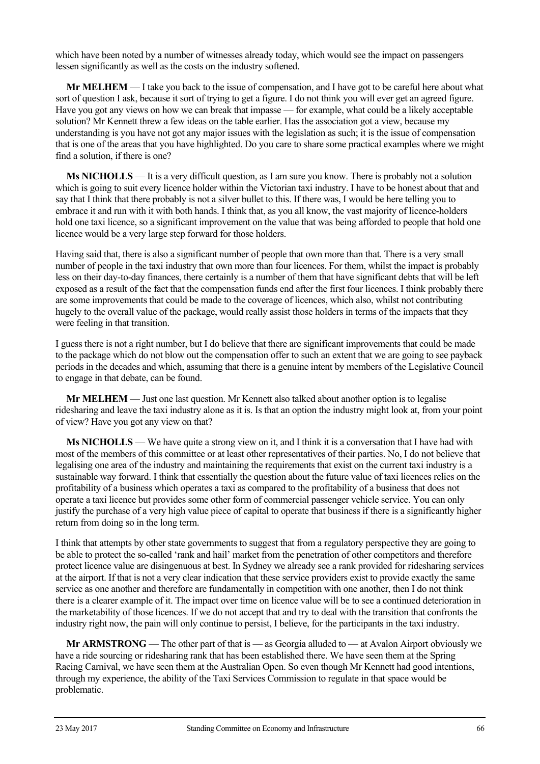which have been noted by a number of witnesses already today, which would see the impact on passengers lessen significantly as well as the costs on the industry softened.

**Mr MELHEM** — I take you back to the issue of compensation, and I have got to be careful here about what sort of question I ask, because it sort of trying to get a figure. I do not think you will ever get an agreed figure. Have you got any views on how we can break that impasse — for example, what could be a likely acceptable solution? Mr Kennett threw a few ideas on the table earlier. Has the association got a view, because my understanding is you have not got any major issues with the legislation as such; it is the issue of compensation that is one of the areas that you have highlighted. Do you care to share some practical examples where we might find a solution, if there is one?

**Ms NICHOLLS** — It is a very difficult question, as I am sure you know. There is probably not a solution which is going to suit every licence holder within the Victorian taxi industry. I have to be honest about that and say that I think that there probably is not a silver bullet to this. If there was, I would be here telling you to embrace it and run with it with both hands. I think that, as you all know, the vast majority of licence-holders hold one taxi licence, so a significant improvement on the value that was being afforded to people that hold one licence would be a very large step forward for those holders.

Having said that, there is also a significant number of people that own more than that. There is a very small number of people in the taxi industry that own more than four licences. For them, whilst the impact is probably less on their day-to-day finances, there certainly is a number of them that have significant debts that will be left exposed as a result of the fact that the compensation funds end after the first four licences. I think probably there are some improvements that could be made to the coverage of licences, which also, whilst not contributing hugely to the overall value of the package, would really assist those holders in terms of the impacts that they were feeling in that transition.

I guess there is not a right number, but I do believe that there are significant improvements that could be made to the package which do not blow out the compensation offer to such an extent that we are going to see payback periods in the decades and which, assuming that there is a genuine intent by members of the Legislative Council to engage in that debate, can be found.

**Mr MELHEM** — Just one last question. Mr Kennett also talked about another option is to legalise ridesharing and leave the taxi industry alone as it is. Is that an option the industry might look at, from your point of view? Have you got any view on that?

**Ms NICHOLLS** — We have quite a strong view on it, and I think it is a conversation that I have had with most of the members of this committee or at least other representatives of their parties. No, I do not believe that legalising one area of the industry and maintaining the requirements that exist on the current taxi industry is a sustainable way forward. I think that essentially the question about the future value of taxi licences relies on the profitability of a business which operates a taxi as compared to the profitability of a business that does not operate a taxi licence but provides some other form of commercial passenger vehicle service. You can only justify the purchase of a very high value piece of capital to operate that business if there is a significantly higher return from doing so in the long term.

I think that attempts by other state governments to suggest that from a regulatory perspective they are going to be able to protect the so-called 'rank and hail' market from the penetration of other competitors and therefore protect licence value are disingenuous at best. In Sydney we already see a rank provided for ridesharing services at the airport. If that is not a very clear indication that these service providers exist to provide exactly the same service as one another and therefore are fundamentally in competition with one another, then I do not think there is a clearer example of it. The impact over time on licence value will be to see a continued deterioration in the marketability of those licences. If we do not accept that and try to deal with the transition that confronts the industry right now, the pain will only continue to persist, I believe, for the participants in the taxi industry.

**Mr ARMSTRONG** — The other part of that is — as Georgia alluded to — at Avalon Airport obviously we have a ride sourcing or ridesharing rank that has been established there. We have seen them at the Spring Racing Carnival, we have seen them at the Australian Open. So even though Mr Kennett had good intentions, through my experience, the ability of the Taxi Services Commission to regulate in that space would be problematic.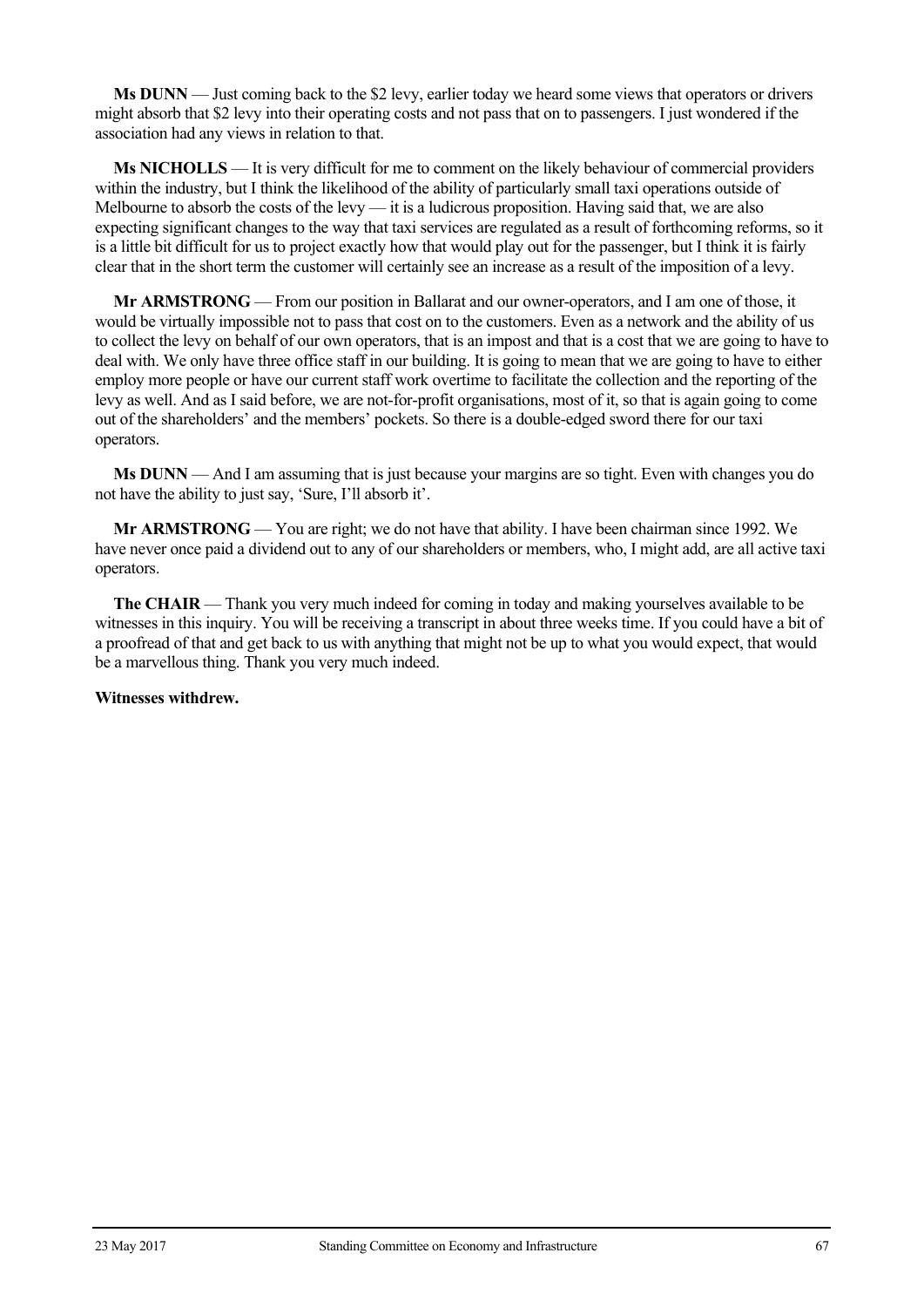**Ms DUNN** — Just coming back to the $2 levy, earlier today we heard some views that operators or drivers might absorb that $2 levy into their operating costs and not pass that on to passengers. I just wondered if the association had any views in relation to that.

**Ms NICHOLLS** — It is very difficult for me to comment on the likely behaviour of commercial providers within the industry, but I think the likelihood of the ability of particularly small taxi operations outside of Melbourne to absorb the costs of the levy — it is a ludicrous proposition. Having said that, we are also expecting significant changes to the way that taxi services are regulated as a result of forthcoming reforms, so it is a little bit difficult for us to project exactly how that would play out for the passenger, but I think it is fairly clear that in the short term the customer will certainly see an increase as a result of the imposition of a levy.

**Mr ARMSTRONG** — From our position in Ballarat and our owner-operators, and I am one of those, it would be virtually impossible not to pass that cost on to the customers. Even as a network and the ability of us to collect the levy on behalf of our own operators, that is an impost and that is a cost that we are going to have to deal with. We only have three office staff in our building. It is going to mean that we are going to have to either employ more people or have our current staff work overtime to facilitate the collection and the reporting of the levy as well. And as I said before, we are not-for-profit organisations, most of it, so that is again going to come out of the shareholders' and the members' pockets. So there is a double-edged sword there for our taxi operators.

**Ms DUNN** — And I am assuming that is just because your margins are so tight. Even with changes you do not have the ability to just say, 'Sure, I'll absorb it'.

**Mr ARMSTRONG** — You are right; we do not have that ability. I have been chairman since 1992. We have never once paid a dividend out to any of our shareholders or members, who, I might add, are all active taxi operators.

**The CHAIR** — Thank you very much indeed for coming in today and making yourselves available to be witnesses in this inquiry. You will be receiving a transcript in about three weeks time. If you could have a bit of a proofread of that and get back to us with anything that might not be up to what you would expect, that would be a marvellous thing. Thank you very much indeed.

**Witnesses withdrew.**